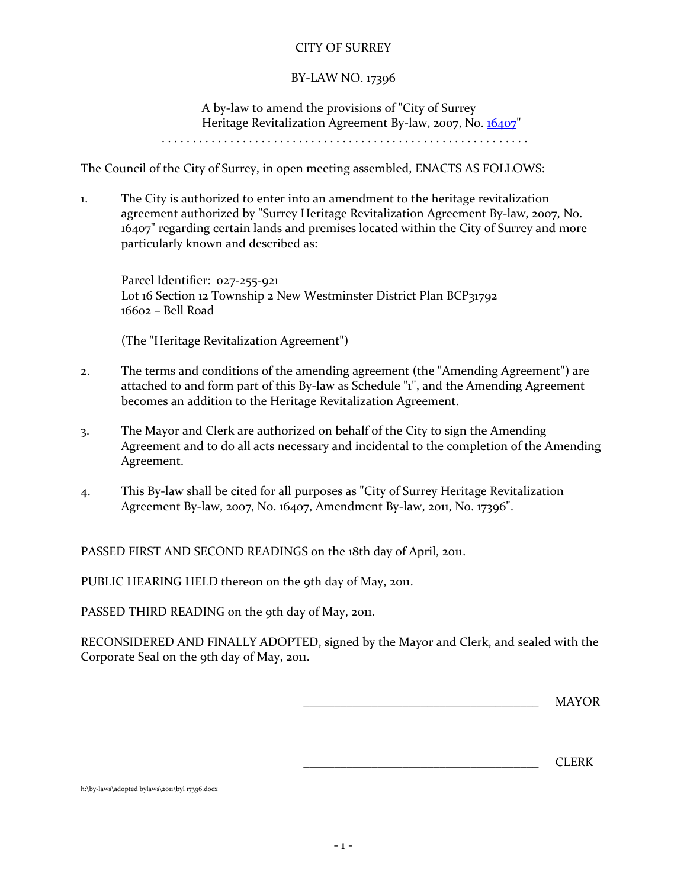<u>CITY OF SURREY</u>

<u>BY-LAW NO. 17396</u>

A by-law to amend the provisions of "City of Surrey Heritage Revitalization Agreement By-law, 2007, No. 16407"

. . . . . . . . . . . . . . . . . . . . . . . . . . . . . . . . . . . . . . . . . . . . . . . . . . . . . . . .

The Council of the City of Surrey, in open meeting assembled, ENACTS AS FOLLOWS:

1. The City is authorized to enter into an amendment to the heritage revitalization agreement authorized by "Surrey Heritage Revitalization Agreement By-law, 2007, No. 16407" regarding certain lands and premises located within the City of Surrey and more particularly known and described as:

   Parcel Identifier: 027-255-921
   Lot 16 Section 12 Township 2 New Westminster District Plan BCP31792
   16602 – Bell Road

   (The "Heritage Revitalization Agreement")

2. The terms and conditions of the amending agreement (the "Amending Agreement") are attached to and form part of this By-law as Schedule "1", and the Amending Agreement becomes an addition to the Heritage Revitalization Agreement.

3. The Mayor and Clerk are authorized on behalf of the City to sign the Amending Agreement and to do all acts necessary and incidental to the completion of the Amending Agreement.

4. This By-law shall be cited for all purposes as "City of Surrey Heritage Revitalization Agreement By-law, 2007, No. 16407, Amendment By-law, 2011, No. 17396".

PASSED FIRST AND SECOND READINGS on the 18th day of April, 2011.

PUBLIC HEARING HELD thereon on the 9th day of May, 2011.

PASSED THIRD READING on the 9th day of May, 2011.

RECONSIDERED AND FINALLY ADOPTED, signed by the Mayor and Clerk, and sealed with the Corporate Seal on the 9th day of May, 2011.

_______________________________________ MAYOR

_______________________________________ CLERK

h:\by-laws\adopted bylaws\2011\byl 17396.docx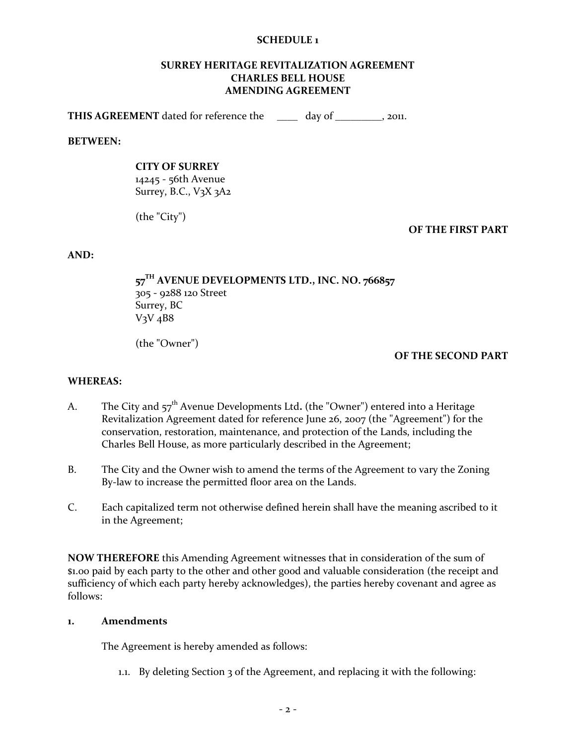**SCHEDULE 1**

**SURREY HERITAGE REVITALIZATION AGREEMENT**
**CHARLES BELL HOUSE**
**AMENDING AGREEMENT**

**THIS AGREEMENT** dated for reference the ____ day of _________, 2011.

**BETWEEN:**

**CITY OF SURREY**
14245 - 56th Avenue
Surrey, B.C., V3X 3A2

(the "City")

**OF THE FIRST PART**

**AND:**

**57TH AVENUE DEVELOPMENTS LTD., INC. NO. 766857**
305 - 9288 120 Street
Surrey, BC
V3V 4B8

(the "Owner")

**OF THE SECOND PART**

**WHEREAS:**

A. The City and 57th Avenue Developments Ltd**.** (the "Owner") entered into a Heritage Revitalization Agreement dated for reference June 26, 2007 (the "Agreement") for the conservation, restoration, maintenance, and protection of the Lands, including the Charles Bell House, as more particularly described in the Agreement;

B. The City and the Owner wish to amend the terms of the Agreement to vary the Zoning By-law to increase the permitted floor area on the Lands.

C. Each capitalized term not otherwise defined herein shall have the meaning ascribed to it in the Agreement;

**NOW THEREFORE** this Amending Agreement witnesses that in consideration of the sum of $1.00 paid by each party to the other and other good and valuable consideration (the receipt and sufficiency of which each party hereby acknowledges), the parties hereby covenant and agree as follows:

**1. Amendments**

The Agreement is hereby amended as follows:

1.1. By deleting Section 3 of the Agreement, and replacing it with the following: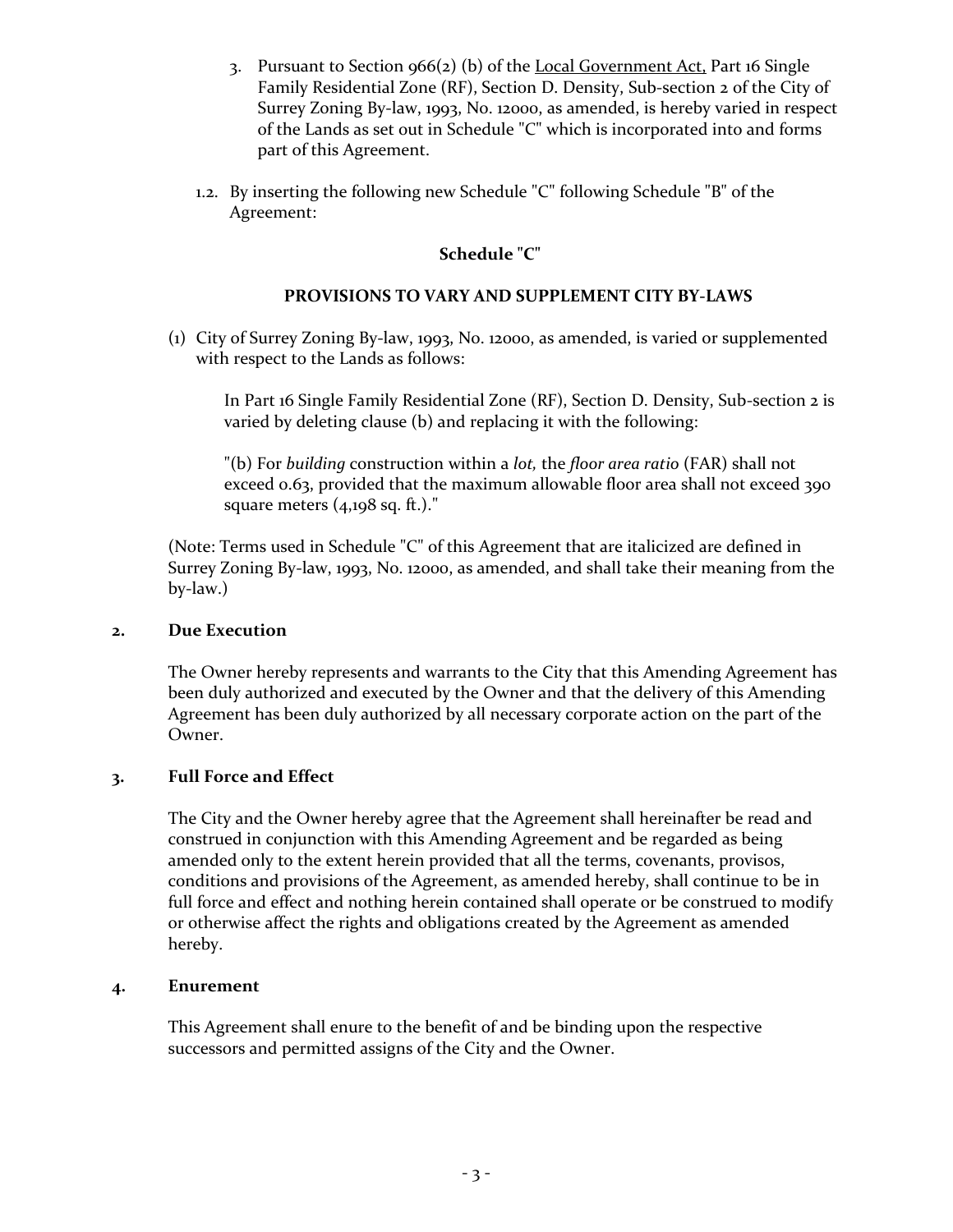3. Pursuant to Section 966(2) (b) of the Local Government Act, Part 16 Single Family Residential Zone (RF), Section D. Density, Sub-section 2 of the City of Surrey Zoning By-law, 1993, No. 12000, as amended, is hereby varied in respect of the Lands as set out in Schedule "C" which is incorporated into and forms part of this Agreement.

1.2. By inserting the following new Schedule "C" following Schedule "B" of the Agreement:

**Schedule "C"**

**PROVISIONS TO VARY AND SUPPLEMENT CITY BY-LAWS**

(1) City of Surrey Zoning By-law, 1993, No. 12000, as amended, is varied or supplemented with respect to the Lands as follows:

In Part 16 Single Family Residential Zone (RF), Section D. Density, Sub-section 2 is varied by deleting clause (b) and replacing it with the following:

"(b) For *building* construction within a *lot,* the *floor area ratio* (FAR) shall not exceed 0.63, provided that the maximum allowable floor area shall not exceed 390 square meters (4,198 sq. ft.)."

(Note: Terms used in Schedule "C" of this Agreement that are italicized are defined in Surrey Zoning By-law, 1993, No. 12000, as amended, and shall take their meaning from the by-law.)

**2. Due Execution**

The Owner hereby represents and warrants to the City that this Amending Agreement has been duly authorized and executed by the Owner and that the delivery of this Amending Agreement has been duly authorized by all necessary corporate action on the part of the Owner.

**3. Full Force and Effect**

The City and the Owner hereby agree that the Agreement shall hereinafter be read and construed in conjunction with this Amending Agreement and be regarded as being amended only to the extent herein provided that all the terms, covenants, provisos, conditions and provisions of the Agreement, as amended hereby, shall continue to be in full force and effect and nothing herein contained shall operate or be construed to modify or otherwise affect the rights and obligations created by the Agreement as amended hereby.

**4. Enurement**

This Agreement shall enure to the benefit of and be binding upon the respective successors and permitted assigns of the City and the Owner.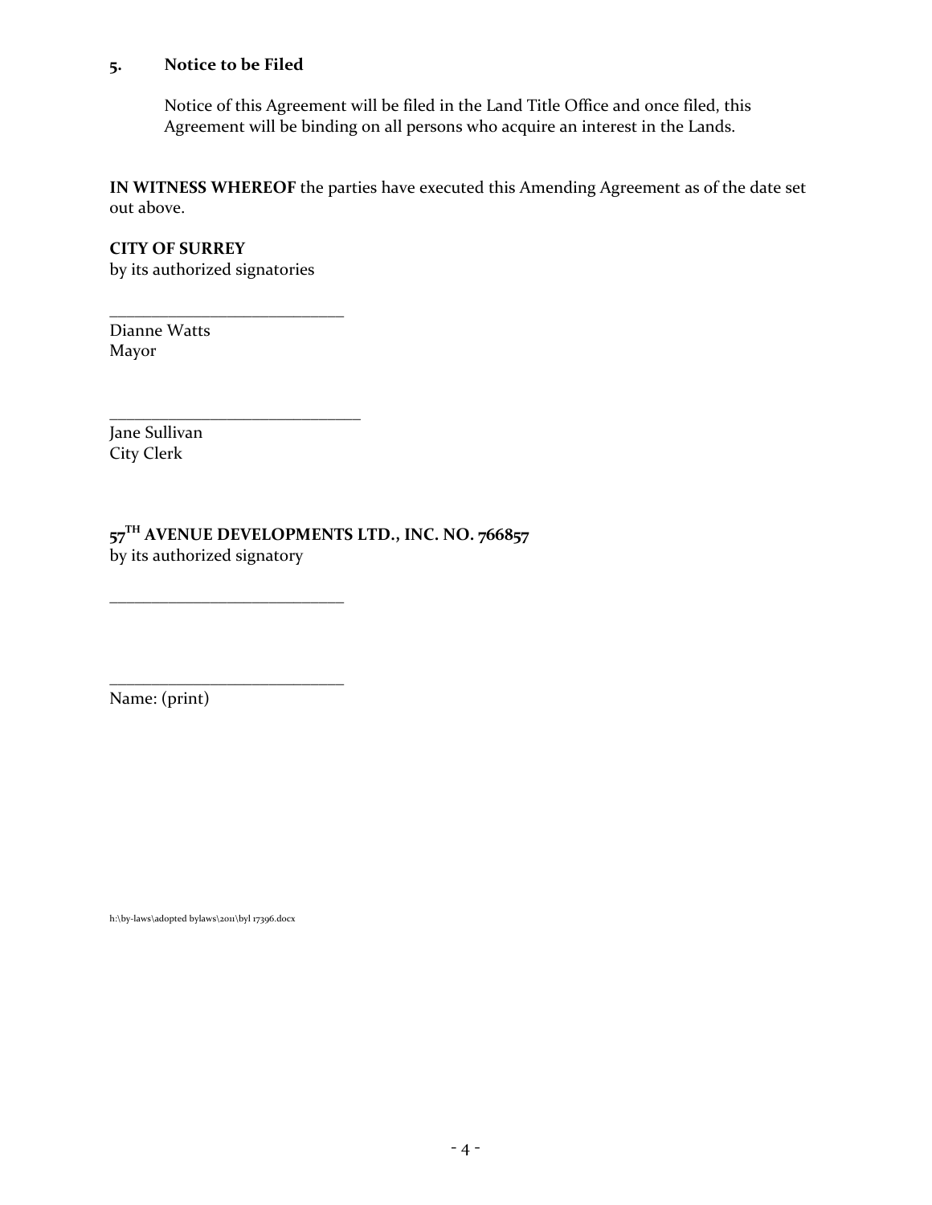**5. Notice to be Filed**

Notice of this Agreement will be filed in the Land Title Office and once filed, this Agreement will be binding on all persons who acquire an interest in the Lands.

**IN WITNESS WHEREOF** the parties have executed this Amending Agreement as of the date set out above.

**CITY OF SURREY**
by its authorized signatories

\_\_\_\_\_\_\_\_\_\_\_\_\_\_\_\_\_\_\_\_\_\_\_\_\_\_\_\_
Dianne Watts
Mayor

\_\_\_\_\_\_\_\_\_\_\_\_\_\_\_\_\_\_\_\_\_\_\_\_\_\_\_\_\_\_
Jane Sullivan
City Clerk

**57TH AVENUE DEVELOPMENTS LTD., INC. NO. 766857**
by its authorized signatory

\_\_\_\_\_\_\_\_\_\_\_\_\_\_\_\_\_\_\_\_\_\_\_\_\_\_\_\_

\_\_\_\_\_\_\_\_\_\_\_\_\_\_\_\_\_\_\_\_\_\_\_\_\_\_\_\_
Name: (print)

h:\by-laws\adopted bylaws\2011\byl 17396.docx